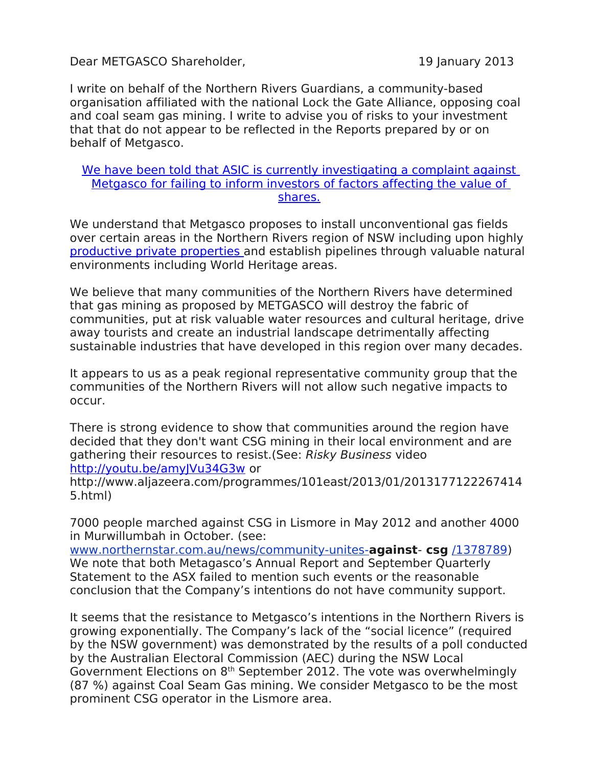Dear METGASCO Shareholder, 19 January 2013

I write on behalf of the Northern Rivers Guardians, a community-based organisation affiliated with the national Lock the Gate Alliance, opposing coal and coal seam gas mining. I write to advise you of risks to your investment that that do not appear to be reflected in the Reports prepared by or on behalf of Metgasco.

We have been told that ASIC is currently investigating a complaint against Metgasco for failing to inform investors of factors affecting the value of shares.

We understand that Metgasco proposes to install unconventional gas fields over certain areas in the Northern Rivers region of NSW including upon highly productive private properties and establish pipelines through valuable natural environments including World Heritage areas.

We believe that many communities of the Northern Rivers have determined that gas mining as proposed by METGASCO will destroy the fabric of communities, put at risk valuable water resources and cultural heritage, drive away tourists and create an industrial landscape detrimentally affecting sustainable industries that have developed in this region over many decades.

It appears to us as a peak regional representative community group that the communities of the Northern Rivers will not allow such negative impacts to occur.

There is strong evidence to show that communities around the region have decided that they don't want CSG mining in their local environment and are gathering their resources to resist.(See: *Risky Business* video http://youtu.be/amyJVu34G3w or http://www.aljazeera.com/programmes/101east/2013/01/20131771222674145.html)

7000 people marched against CSG in Lismore in May 2012 and another 4000 in Murwillumbah in October. (see: www.northernstar.com.au/news/community-unites-**against**- **csg** /1378789) We note that both Metagasco's Annual Report and September Quarterly Statement to the ASX failed to mention such events or the reasonable conclusion that the Company's intentions do not have community support.

It seems that the resistance to Metgasco's intentions in the Northern Rivers is growing exponentially. The Company's lack of the "social licence" (required by the NSW government) was demonstrated by the results of a poll conducted by the Australian Electoral Commission (AEC) during the NSW Local Government Elections on 8th September 2012. The vote was overwhelmingly (87 %) against Coal Seam Gas mining. We consider Metgasco to be the most prominent CSG operator in the Lismore area.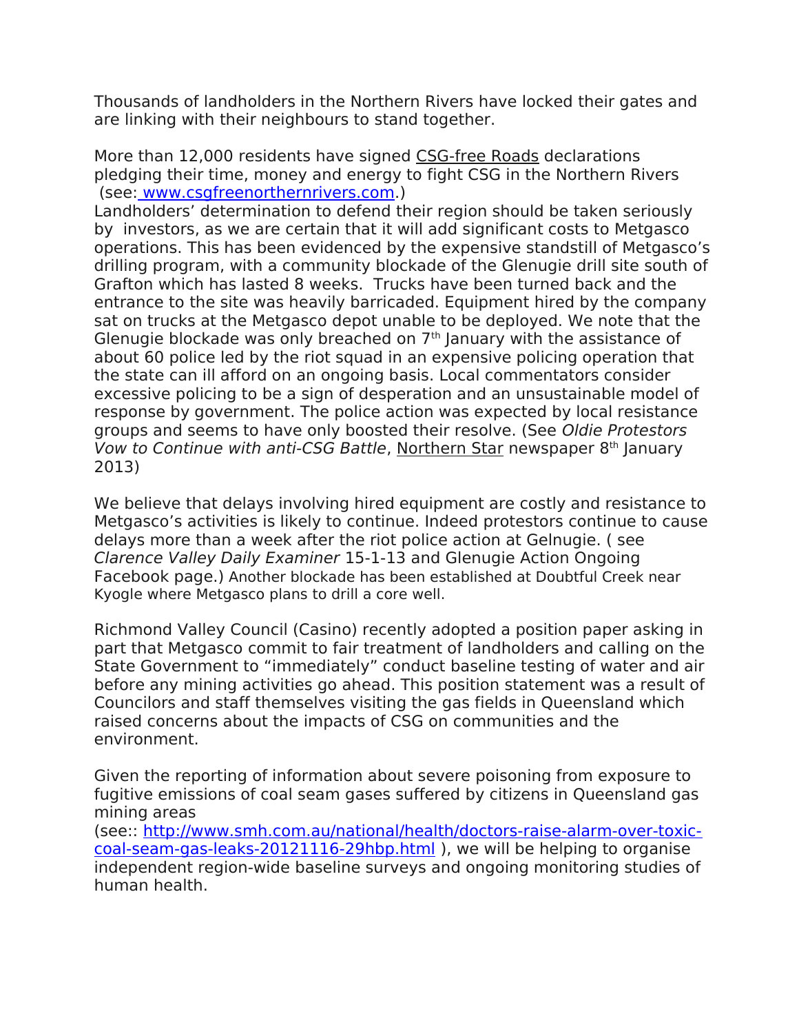Thousands of landholders in the Northern Rivers have locked their gates and are linking with their neighbours to stand together.

More than 12,000 residents have signed CSG-free Roads declarations pledging their time, money and energy to fight CSG in the Northern Rivers (see: www.csgfreenorthernrivers.com.)
Landholders' determination to defend their region should be taken seriously by investors, as we are certain that it will add significant costs to Metgasco operations. This has been evidenced by the expensive standstill of Metgasco's drilling program, with a community blockade of the Glenugie drill site south of Grafton which has lasted 8 weeks. Trucks have been turned back and the entrance to the site was heavily barricaded. Equipment hired by the company sat on trucks at the Metgasco depot unable to be deployed. We note that the Glenugie blockade was only breached on 7th January with the assistance of about 60 police led by the riot squad in an expensive policing operation that the state can ill afford on an ongoing basis. Local commentators consider excessive policing to be a sign of desperation and an unsustainable model of response by government. The police action was expected by local resistance groups and seems to have only boosted their resolve. (See *Oldie Protestors Vow to Continue with anti-CSG Battle*, Northern Star newspaper 8th January 2013)

We believe that delays involving hired equipment are costly and resistance to Metgasco's activities is likely to continue. Indeed protestors continue to cause delays more than a week after the riot police action at Gelnugie. ( see *Clarence Valley Daily Examiner* 15-1-13 and Glenugie Action Ongoing Facebook page.) Another blockade has been established at Doubtful Creek near Kyogle where Metgasco plans to drill a core well.

Richmond Valley Council (Casino) recently adopted a position paper asking in part that Metgasco commit to fair treatment of landholders and calling on the State Government to "immediately" conduct baseline testing of water and air before any mining activities go ahead. This position statement was a result of Councilors and staff themselves visiting the gas fields in Queensland which raised concerns about the impacts of CSG on communities and the environment.

Given the reporting of information about severe poisoning from exposure to fugitive emissions of coal seam gases suffered by citizens in Queensland gas mining areas
(see:: http://www.smh.com.au/national/health/doctors-raise-alarm-over-toxic-coal-seam-gas-leaks-20121116-29hbp.html ), we will be helping to organise independent region-wide baseline surveys and ongoing monitoring studies of human health.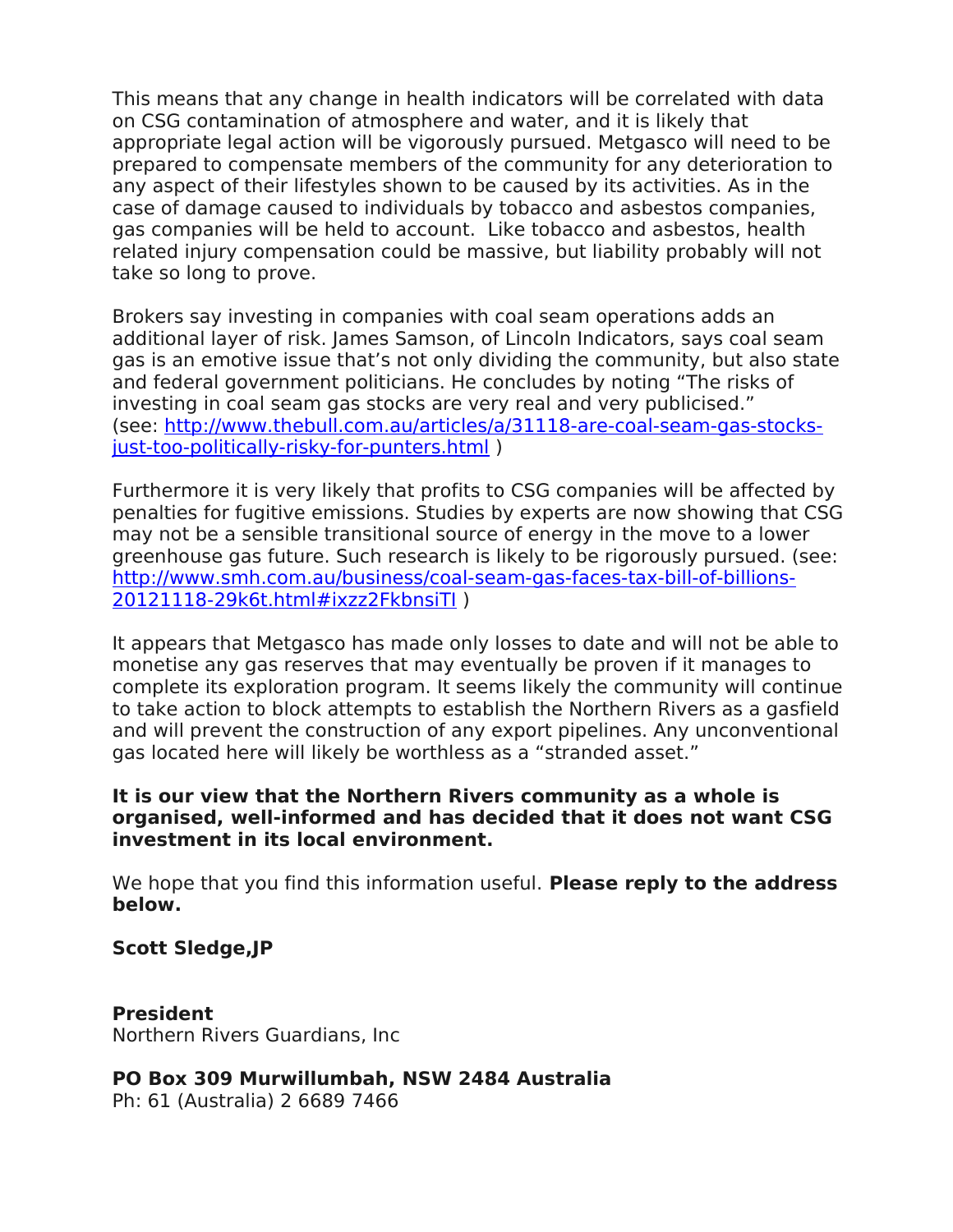This means that any change in health indicators will be correlated with data on CSG contamination of atmosphere and water, and it is likely that appropriate legal action will be vigorously pursued. Metgasco will need to be prepared to compensate members of the community for any deterioration to any aspect of their lifestyles shown to be caused by its activities. As in the case of damage caused to individuals by tobacco and asbestos companies, gas companies will be held to account. Like tobacco and asbestos, health related injury compensation could be massive, but liability probably will not take so long to prove.

Brokers say investing in companies with coal seam operations adds an additional layer of risk. James Samson, of Lincoln Indicators, says coal seam gas is an emotive issue that's not only dividing the community, but also state and federal government politicians. He concludes by noting "The risks of investing in coal seam gas stocks are very real and very publicised." (see: [http://www.thebull.com.au/articles/a/31118-are-coal-seam-gas-stocks-just-too-politically-risky-for-punters.html](http://www.thebull.com.au/articles/a/31118-are-coal-seam-gas-stocks-just-too-politically-risky-for-punters.html) )

Furthermore it is very likely that profits to CSG companies will be affected by penalties for fugitive emissions. Studies by experts are now showing that CSG may not be a sensible transitional source of energy in the move to a lower greenhouse gas future. Such research is likely to be rigorously pursued. (see: [http://www.smh.com.au/business/coal-seam-gas-faces-tax-bill-of-billions-20121118-29k6t.html#ixzz2FkbnsiTl](http://www.smh.com.au/business/coal-seam-gas-faces-tax-bill-of-billions-20121118-29k6t.html#ixzz2FkbnsiTl) )

It appears that Metgasco has made only losses to date and will not be able to monetise any gas reserves that may eventually be proven if it manages to complete its exploration program. It seems likely the community will continue to take action to block attempts to establish the Northern Rivers as a gasfield and will prevent the construction of any export pipelines. Any unconventional gas located here will likely be worthless as a "stranded asset."

**It is our view that the Northern Rivers community as a whole is organised, well-informed and has decided that it does not want CSG investment in its local environment.**

We hope that you find this information useful. **Please reply to the address below.**

**Scott Sledge,JP**

**President**
Northern Rivers Guardians, Inc

**PO Box 309 Murwillumbah, NSW 2484 Australia**
Ph: 61 (Australia) 2 6689 7466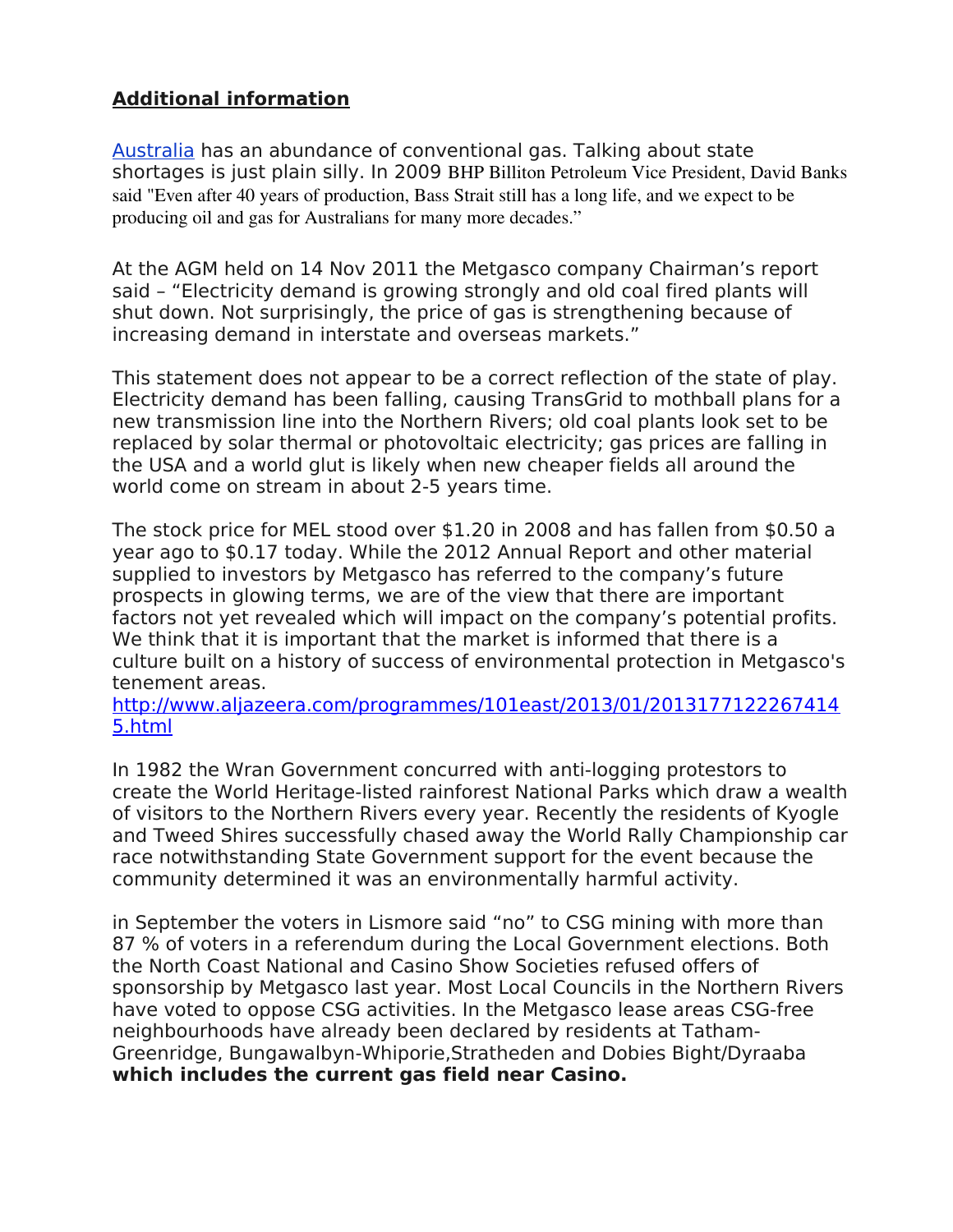**Additional information**

Australia has an abundance of conventional gas. Talking about state shortages is just plain silly. In 2009 BHP Billiton Petroleum Vice President, David Banks said "Even after 40 years of production, Bass Strait still has a long life, and we expect to be producing oil and gas for Australians for many more decades."

At the AGM held on 14 Nov 2011 the Metgasco company Chairman's report said – "Electricity demand is growing strongly and old coal fired plants will shut down. Not surprisingly, the price of gas is strengthening because of increasing demand in interstate and overseas markets."

This statement does not appear to be a correct reflection of the state of play. Electricity demand has been falling, causing TransGrid to mothball plans for a new transmission line into the Northern Rivers; old coal plants look set to be replaced by solar thermal or photovoltaic electricity; gas prices are falling in the USA and a world glut is likely when new cheaper fields all around the world come on stream in about 2-5 years time.

The stock price for MEL stood over $1.20 in 2008 and has fallen from $0.50 a year ago to $0.17 today. While the 2012 Annual Report and other material supplied to investors by Metgasco has referred to the company's future prospects in glowing terms, we are of the view that there are important factors not yet revealed which will impact on the company's potential profits. We think that it is important that the market is informed that there is a culture built on a history of success of environmental protection in Metgasco's tenement areas.
http://www.aljazeera.com/programmes/101east/2013/01/20131771222674145.html

In 1982 the Wran Government concurred with anti-logging protestors to create the World Heritage-listed rainforest National Parks which draw a wealth of visitors to the Northern Rivers every year. Recently the residents of Kyogle and Tweed Shires successfully chased away the World Rally Championship car race notwithstanding State Government support for the event because the community determined it was an environmentally harmful activity.

in September the voters in Lismore said "no" to CSG mining with more than 87 % of voters in a referendum during the Local Government elections. Both the North Coast National and Casino Show Societies refused offers of sponsorship by Metgasco last year. Most Local Councils in the Northern Rivers have voted to oppose CSG activities. In the Metgasco lease areas CSG-free neighbourhoods have already been declared by residents at Tatham-Greenridge, Bungawalbyn-Whiporie,Stratheden and Dobies Bight/Dyraaba **which includes the current gas field near Casino.**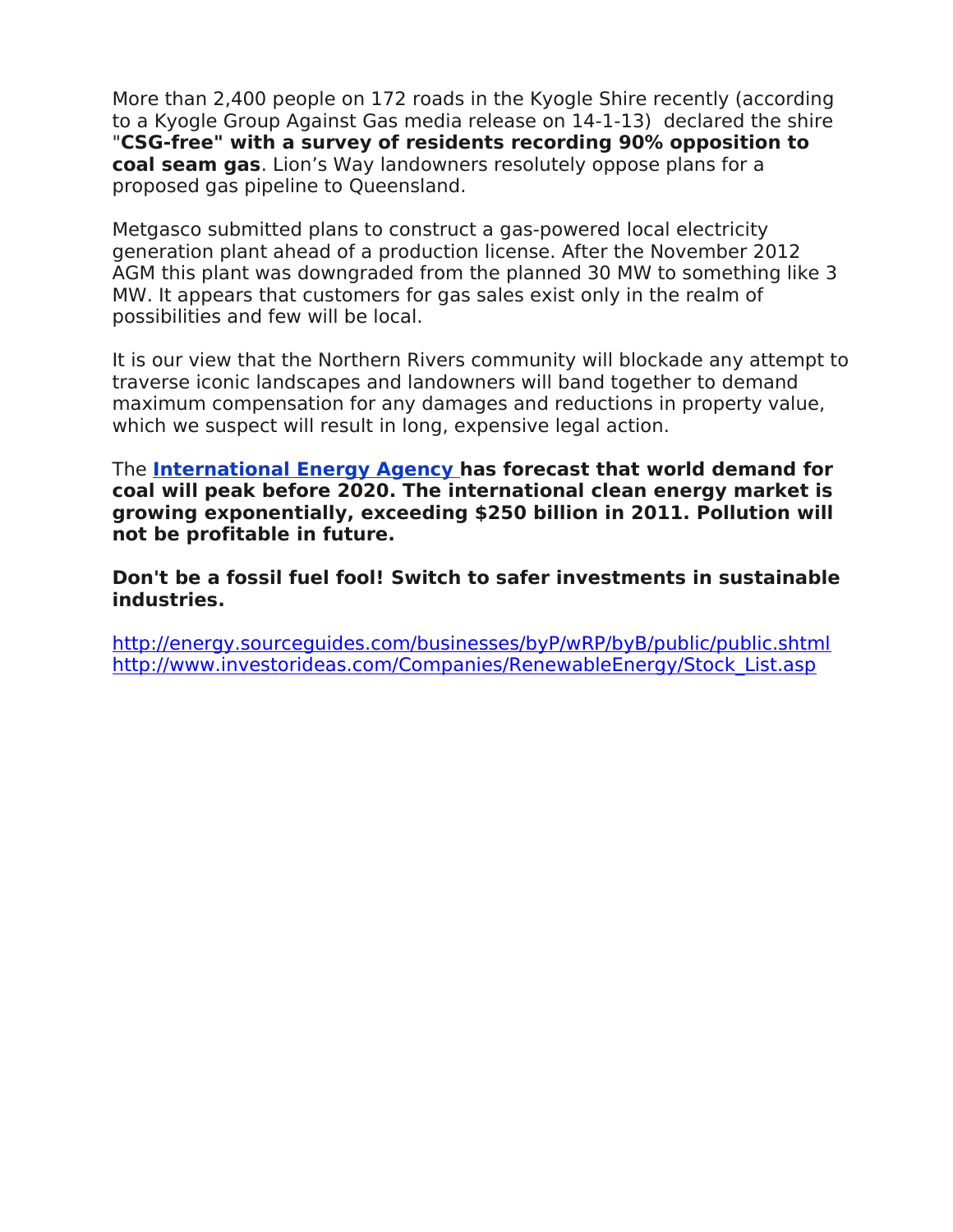More than 2,400 people on 172 roads in the Kyogle Shire recently (according to a Kyogle Group Against Gas media release on 14-1-13) declared the shire "**CSG-free" with a survey of residents recording 90% opposition to coal seam gas**. Lion's Way landowners resolutely oppose plans for a proposed gas pipeline to Queensland.

Metgasco submitted plans to construct a gas-powered local electricity generation plant ahead of a production license. After the November 2012 AGM this plant was downgraded from the planned 30 MW to something like 3 MW. It appears that customers for gas sales exist only in the realm of possibilities and few will be local.

It is our view that the Northern Rivers community will blockade any attempt to traverse iconic landscapes and landowners will band together to demand maximum compensation for any damages and reductions in property value, which we suspect will result in long, expensive legal action.

The **International Energy Agency has forecast that world demand for coal will peak before 2020. The international clean energy market is growing exponentially, exceeding $250 billion in 2011. Pollution will not be profitable in future.**

**Don't be a fossil fuel fool! Switch to safer investments in sustainable industries.**

http://energy.sourceguides.com/businesses/byP/wRP/byB/public/public.shtml
http://www.investorideas.com/Companies/RenewableEnergy/Stock_List.asp